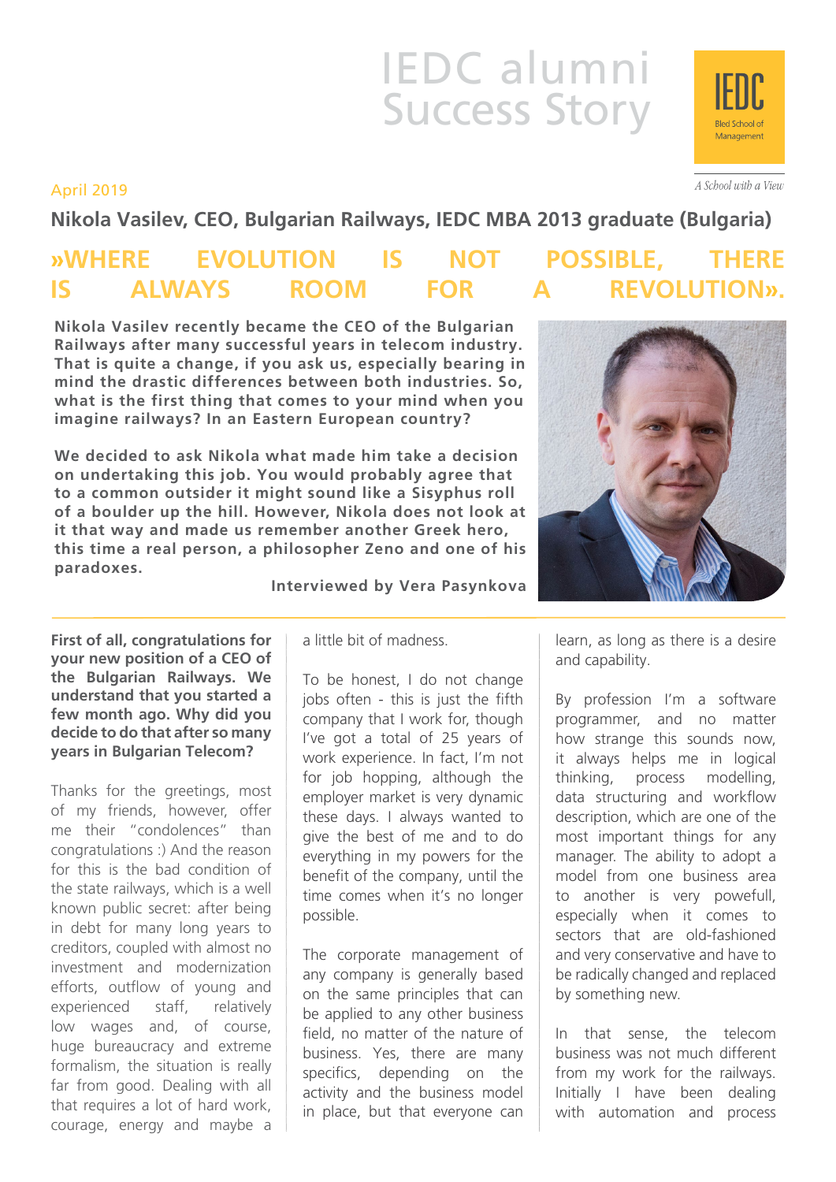# IEDC alumni Success Story

April 2019

**Nikola Vasilev, CEO, Bulgarian Railways, IEDC MBA 2013 graduate (Bulgaria)**

## »WHERE EVOLUTION IS NOT POSSIBLE, THERE IS ALWAYS ROOM FOR A REVOLUTION«.

**Nikola Vasilev recently became the CEO of the Bulgarian Railways after many successful years in telecom industry. That is quite a change, if you ask us, especially bearing in mind the drastic differences between both industries. So, what is the first thing that comes to your mind when you imagine railways? In an Eastern European country?**

**We decided to ask Nikola what made him take a decision on undertaking this job. You would probably agree that to a common outsider it might sound like a Sisyphus roll of a boulder up the hill. However, Nikola does not look at it that way and made us remember another Greek hero, this time a real person, a philosopher Zeno and one of his paradoxes.**

**Interviewed by Vera Pasynkova**

**First of all, congratulations for your new position of a CEO of the Bulgarian Railways. We understand that you started a few month ago. Why did you decide to do that after so many years in Bulgarian Telecom?**

Thanks for the greetings, most of my friends, however, offer me their "condolences" than congratulations :) And the reason for this is the bad condition of the state railways, which is a well known public secret: after being in debt for many long years to creditors, coupled with almost no investment and modernization efforts, outflow of young and experienced staff, relatively low wages and, of course, huge bureaucracy and extreme formalism, the situation is really far from good. Dealing with all that requires a lot of hard work, courage, energy and maybe a little bit of madness.

To be honest, I do not change jobs often - this is just the fifth company that I work for, though I've got a total of 25 years of work experience. In fact, I'm not for job hopping, although the employer market is very dynamic these days. I always wanted to give the best of me and to do everything in my powers for the benefit of the company, until the time comes when it's no longer possible.

The corporate management of any company is generally based on the same principles that can be applied to any other business field, no matter of the nature of business. Yes, there are many specifics, depending on the activity and the business model in place, but that everyone can learn, as long as there is a desire and capability.

By profession I'm a software programmer, and no matter how strange this sounds now, it always helps me in logical thinking, process modelling, data structuring and workflow description, which are one of the most important things for any manager. The ability to adopt a model from one business area to another is very powefull, especially when it comes to sectors that are old-fashioned and very conservative and have to be radically changed and replaced by something new.

In that sense, the telecom business was not much different from my work for the railways. Initially I have been dealing with automation and process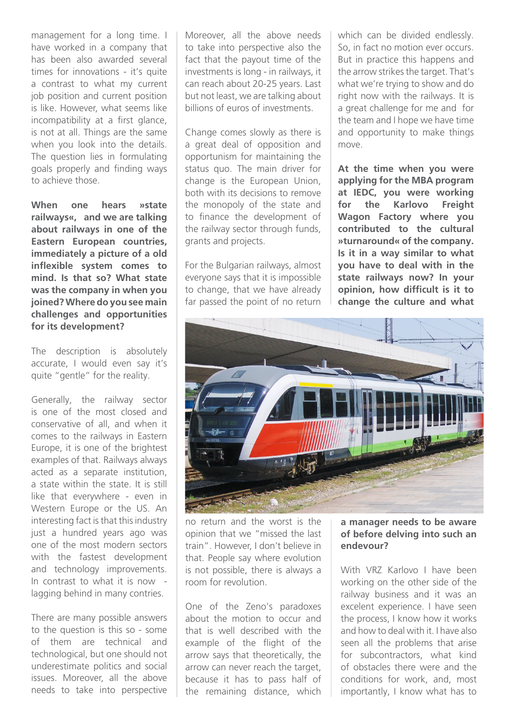management for a long time. I have worked in a company that has been also awarded several times for innovations - it's quite a contrast to what my current job position and current position is like. However, what seems like incompatibility at a first glance, is not at all. Things are the same when you look into the details. The question lies in formulating goals properly and finding ways to achieve those.

**When one hears »state railways«, and we are talking about railways in one of the Eastern European countries, immediately a picture of a old inflexible system comes to mind. Is that so? What state was the company in when you joined? Where do you see main challenges and opportunities for its development?**

The description is absolutely accurate, I would even say it's quite "gentle" for the reality.

Generally, the railway sector is one of the most closed and conservative of all, and when it comes to the railways in Eastern Europe, it is one of the brightest examples of that. Railways always acted as a separate institution, a state within the state. It is still like that everywhere - even in Western Europe or the US. An interesting fact is that this industry just a hundred years ago was one of the most modern sectors with the fastest development and technology improvements. In contrast to what it is now - lagging behind in many contries.

There are many possible answers to the question is this so - some of them are technical and technological, but one should not underestimate politics and social issues. Moreover, all the above needs to take into perspective also the fact that the payout time of the investments is long - in railways, it can reach about 20-25 years. Last but not least, we are talking about billions of euros of investments.

Change comes slowly as there is a great deal of opposition and opportunism for maintaining the status quo. The main driver for change is the European Union, both with its decisions to remove the monopoly of the state and to finance the development of the railway sector through funds, grants and projects.

For the Bulgarian railways, almost everyone says that it is impossible to change, that we have already far passed the point of no return no return and the worst is the opinion that we "missed the last train". However, I don't believe in that. People say where evolution is not possible, there is always a room for revolution.

One of the Zeno's paradoxes about the motion to occur and that is well described with the example of the flight of the arrow says that theoretically, the arrow can never reach the target, because it has to pass half of the remaining distance, which which can be divided endlessly. So, in fact no motion ever occurs. But in practice this happens and the arrow strikes the target. That's what we're trying to show and do right now with the railways. It is a great challenge for me and for the team and I hope we have time and opportunity to make things move.

**At the time when you were applying for the MBA program at IEDC, you were working for the Karlovo Freight Wagon Factory where you contributed to the cultural »turnaround« of the company. Is it in a way similar to what you have to deal with in the state railways now? In your opinion, how difficult is it to change the culture and what a manager needs to be aware of before delving into such an endevour?**

With VRZ Karlovo I have been working on the other side of the railway business and it was an excelent experience. I have seen the process, I know how it works and how to deal with it. I have also seen all the problems that arise for subcontractors, what kind of obstacles there were and the conditions for work, and, most importantly, I know what has to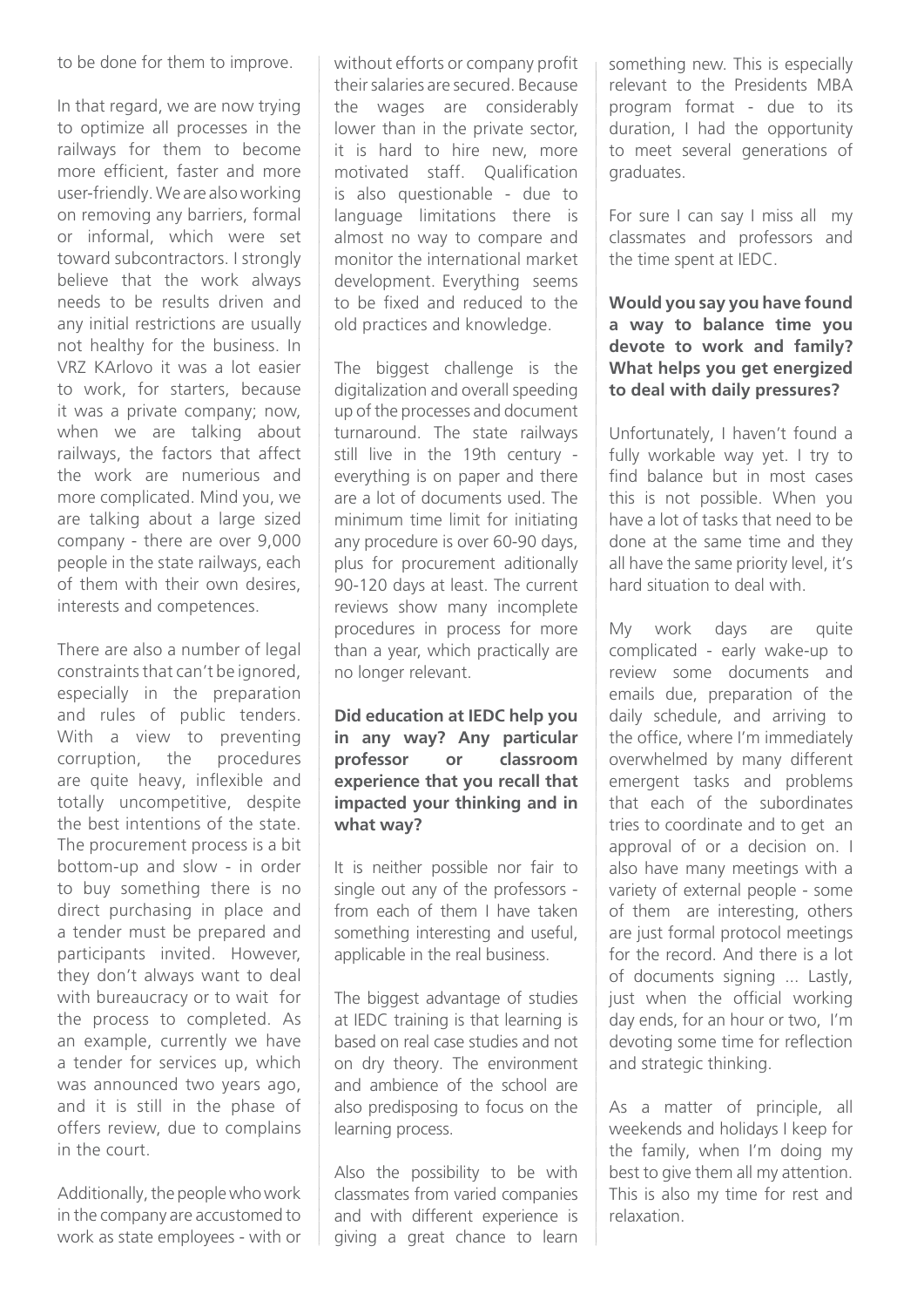to be done for them to improve.

In that regard, we are now trying to optimize all processes in the railways for them to become more efficient, faster and more user-friendly. We are also working on removing any barriers, formal or informal, which were set toward subcontractors. I strongly believe that the work always needs to be results driven and any initial restrictions are usually not healthy for the business. In VRZ KArlovo it was a lot easier to work, for starters, because it was a private company; now, when we are talking about railways, the factors that affect the work are numerious and more complicated. Mind you, we are talking about a large sized company - there are over 9,000 people in the state railways, each of them with their own desires, interests and competences.

There are also a number of legal constraints that can't be ignored, especially in the preparation and rules of public tenders. With a view to preventing corruption, the procedures are quite heavy, inflexible and totally uncompetitive, despite the best intentions of the state. The procurement process is a bit bottom-up and slow - in order to buy something there is no direct purchasing in place and a tender must be prepared and participants invited. However, they don't always want to deal with bureaucracy or to wait for the process to completed. As an example, currently we have a tender for services up, which was announced two years ago, and it is still in the phase of offers review, due to complains in the court.

Additionally, the people who work in the company are accustomed to work as state employees - with or without efforts or company profit their salaries are secured. Because the wages are considerably lower than in the private sector, it is hard to hire new, more motivated staff. Qualification is also questionable - due to language limitations there is almost no way to compare and monitor the international market development. Everything seems to be fixed and reduced to the old practices and knowledge.

The biggest challenge is the digitalization and overall speeding up of the processes and document turnaround. The state railways still live in the 19th century - everything is on paper and there are a lot of documents used. The minimum time limit for initiating any procedure is over 60-90 days, plus for procurement aditionally 90-120 days at least. The current reviews show many incomplete procedures in process for more than a year, which practically are no longer relevant.

**Did education at IEDC help you in any way? Any particular professor or classroom experience that you recall that impacted your thinking and in what way?**

It is neither possible nor fair to single out any of the professors - from each of them I have taken something interesting and useful, applicable in the real business.

The biggest advantage of studies at IEDC training is that learning is based on real case studies and not on dry theory. The environment and ambience of the school are also predisposing to focus on the learning process.

Also the possibility to be with classmates from varied companies and with different experience is giving a great chance to learn something new. This is especially relevant to the Presidents MBA program format - due to its duration, I had the opportunity to meet several generations of graduates.

For sure I can say I miss all my classmates and professors and the time spent at IEDC.

**Would you say you have found a way to balance time you devote to work and family? What helps you get energized to deal with daily pressures?**

Unfortunately, I haven't found a fully workable way yet. I try to find balance but in most cases this is not possible. When you have a lot of tasks that need to be done at the same time and they all have the same priority level, it's hard situation to deal with.

My work days are quite complicated - early wake-up to review some documents and emails due, preparation of the daily schedule, and arriving to the office, where I'm immediately overwhelmed by many different emergent tasks and problems that each of the subordinates tries to coordinate and to get an approval of or a decision on. I also have many meetings with a variety of external people - some of them are interesting, others are just formal protocol meetings for the record. And there is a lot of documents signing ... Lastly, just when the official working day ends, for an hour or two, I'm devoting some time for reflection and strategic thinking.

As a matter of principle, all weekends and holidays I keep for the family, when I'm doing my best to give them all my attention. This is also my time for rest and relaxation.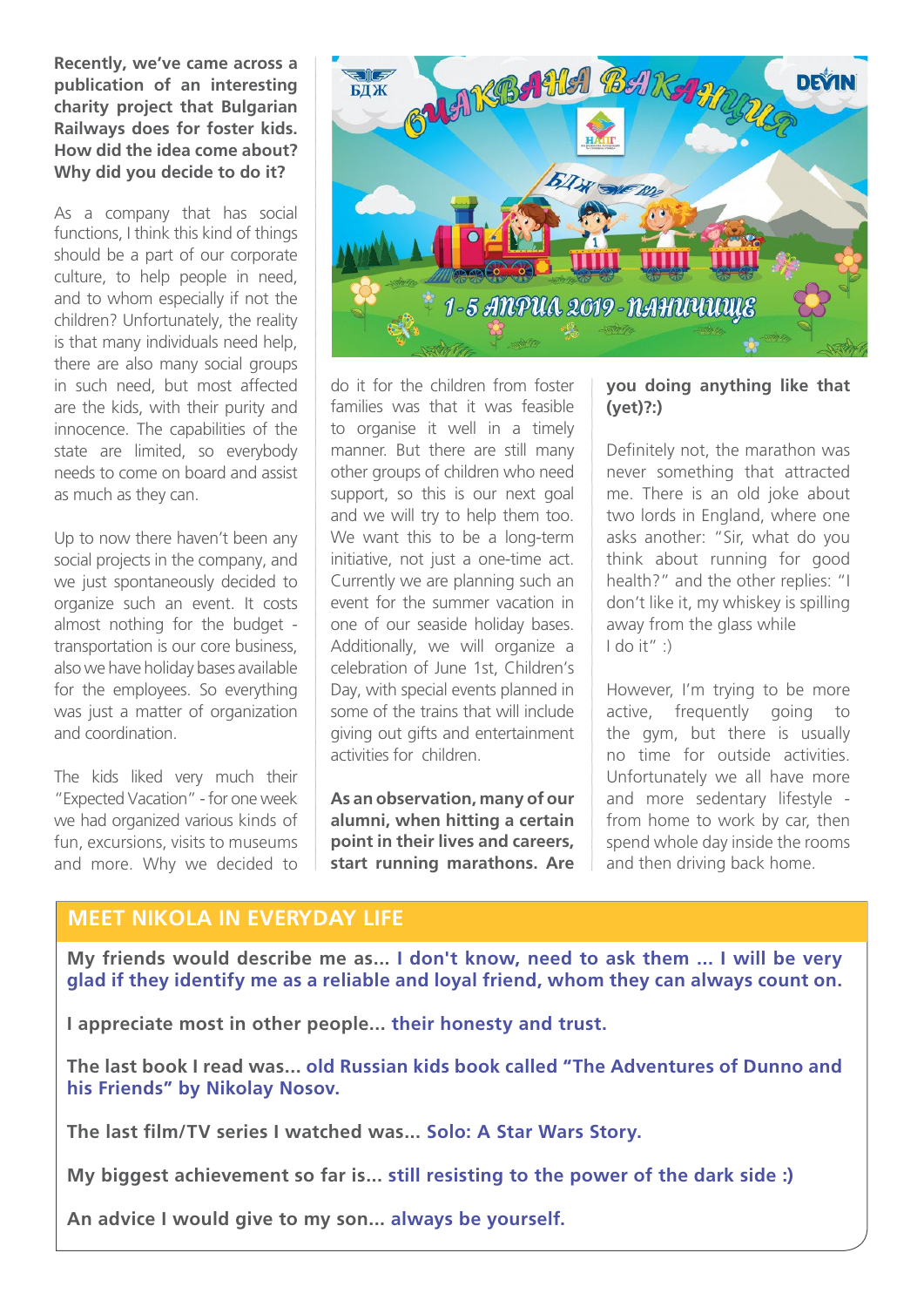**Recently, we've came across a publication of an interesting charity project that Bulgarian Railways does for foster kids. How did the idea come about? Why did you decide to do it?**

As a company that has social functions, I think this kind of things should be a part of our corporate culture, to help people in need, and to whom especially if not the children? Unfortunately, the reality is that many individuals need help, there are also many social groups in such need, but most affected are the kids, with their purity and innocence. The capabilities of the state are limited, so everybody needs to come on board and assist as much as they can.

Up to now there haven't been any social projects in the company, and we just spontaneously decided to organize such an event. It costs almost nothing for the budget - transportation is our core business, also we have holiday bases available for the employees. So everything was just a matter of organization and coordination.

The kids liked very much their "Expected Vacation" - for one week we had organized various kinds of fun, excursions, visits to museums and more. Why we decided to do it for the children from foster families was that it was feasible to organise it well in a timely manner. But there are still many other groups of children who need support, so this is our next goal and we will try to help them too. We want this to be a long-term initiative, not just a one-time act. Currently we are planning such an event for the summer vacation in one of our seaside holiday bases. Additionally, we will organize a celebration of June 1st, Children's Day, with special events planned in some of the trains that will include giving out gifts and entertainment activities for children.

**As an observation, many of our alumni, when hitting a certain point in their lives and careers, start running marathons. Are you doing anything like that (yet)?:)**

Definitely not, the marathon was never something that attracted me. There is an old joke about two lords in England, where one asks another: "Sir, what do you think about running for good health?" and the other replies: "I don't like it, my whiskey is spilling away from the glass while I do it" :)

However, I'm trying to be more active, frequently going to the gym, but there is usually no time for outside activities. Unfortunately we all have more and more sedentary lifestyle - from home to work by car, then spend whole day inside the rooms and then driving back home.

## MEET NIKOLA IN EVERYDAY LIFE

**My friends would describe me as...** I don't know, need to ask them ... I will be very glad if they identify me as a reliable and loyal friend, whom they can always count on.

**I appreciate most in other people...** their honesty and trust.

**The last book I read was...** old Russian kids book called "The Adventures of Dunno and his Friends" by Nikolay Nosov.

**The last film/TV series I watched was...** Solo: A Star Wars Story.

**My biggest achievement so far is...** still resisting to the power of the dark side :)

**An advice I would give to my son...** always be yourself.